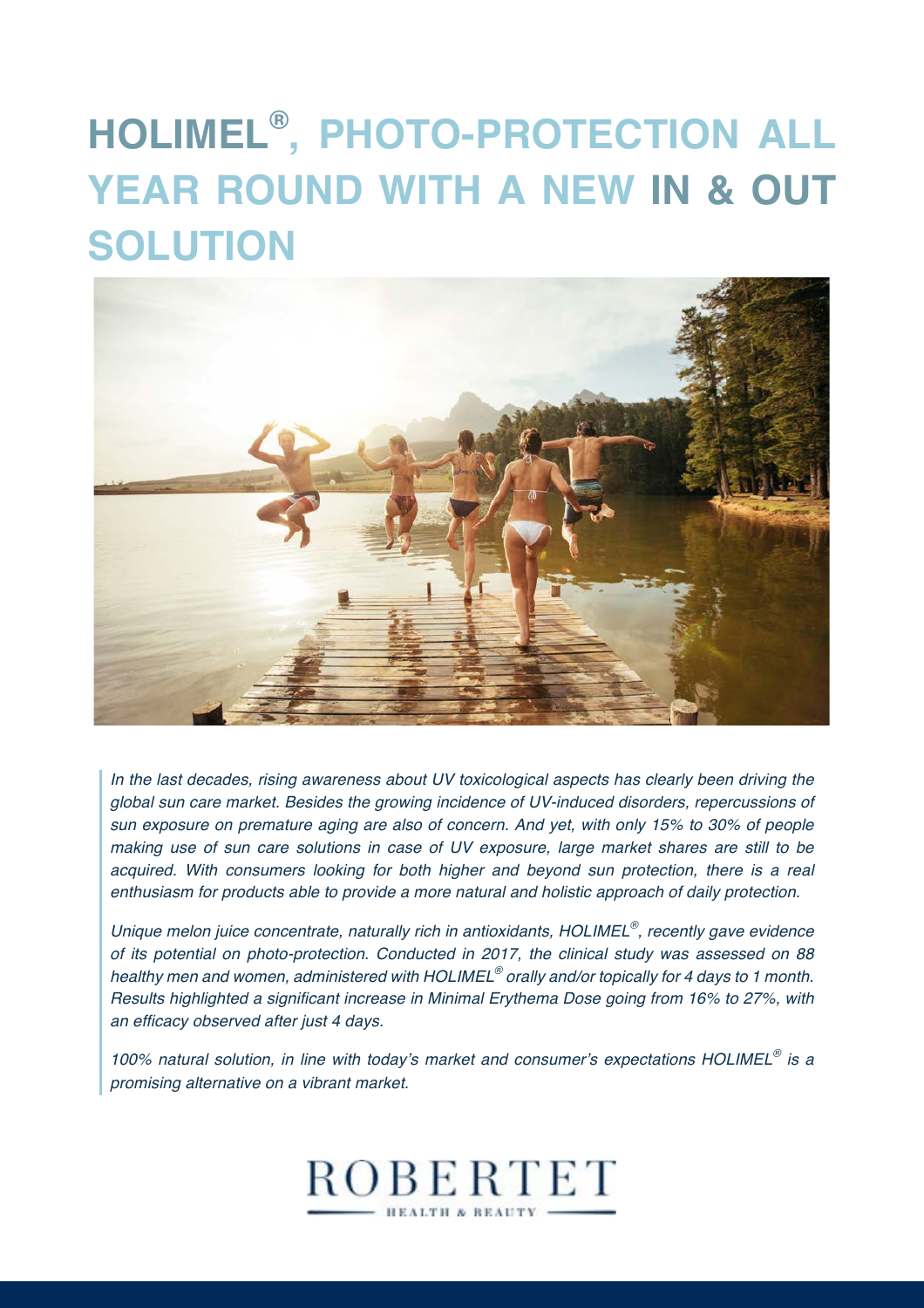# HOLIMEL®, PHOTO-PROTECTION ALL YEAR ROUND WITH A NEW IN & OUT SOLUTION

*In the last decades, rising awareness about UV toxicological aspects has clearly been driving the global sun care market. Besides the growing incidence of UV-induced disorders, repercussions of sun exposure on premature aging are also of concern. And yet, with only 15% to 30% of people making use of sun care solutions in case of UV exposure, large market shares are still to be acquired. With consumers looking for both higher and beyond sun protection, there is a real enthusiasm for products able to provide a more natural and holistic approach of daily protection.*

*Unique melon juice concentrate, naturally rich in antioxidants, HOLIMEL®, recently gave evidence of its potential on photo-protection. Conducted in 2017, the clinical study was assessed on 88 healthy men and women, administered with HOLIMEL® orally and/or topically for 4 days to 1 month. Results highlighted a significant increase in Minimal Erythema Dose going from 16% to 27%, with an efficacy observed after just 4 days.*

*100% natural solution, in line with today's market and consumer's expectations HOLIMEL® is a promising alternative on a vibrant market.*

ROBERTET
HEALTH & BEAUTY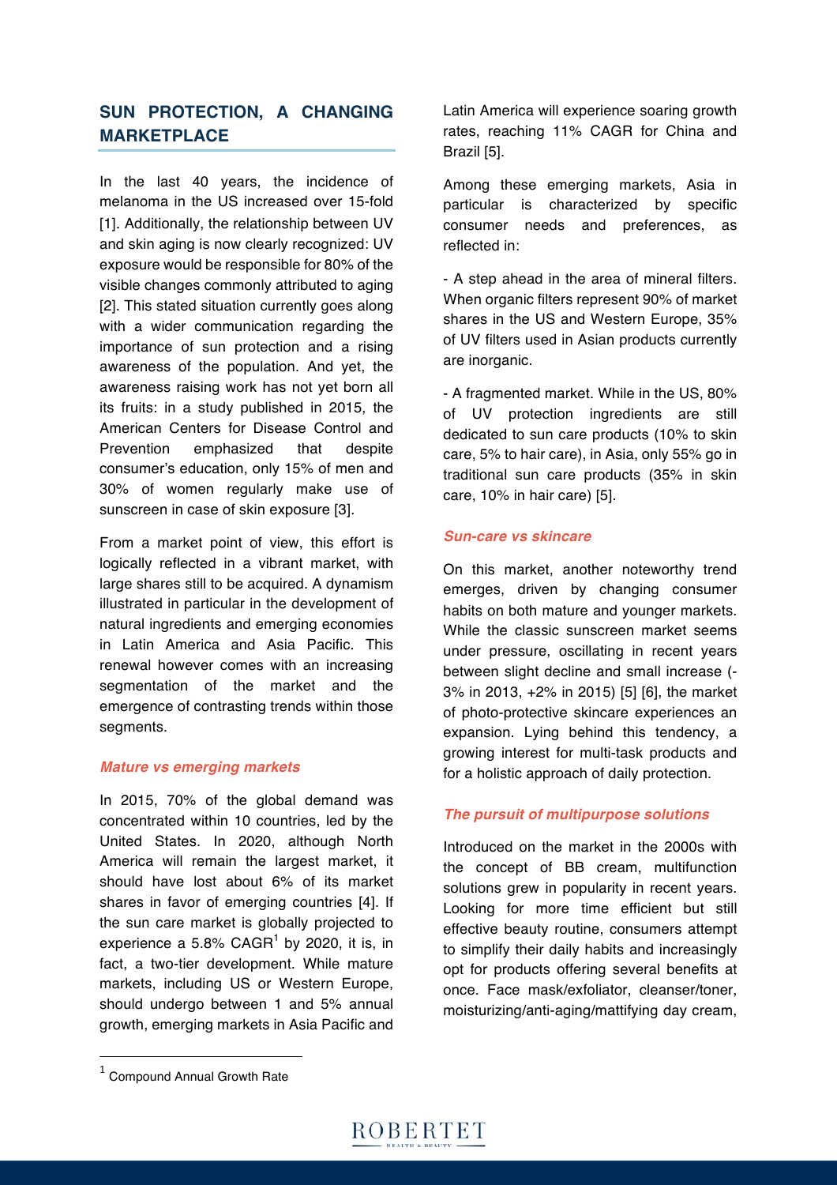## SUN PROTECTION, A CHANGING MARKETPLACE

In the last 40 years, the incidence of melanoma in the US increased over 15-fold [1]. Additionally, the relationship between UV and skin aging is now clearly recognized: UV exposure would be responsible for 80% of the visible changes commonly attributed to aging [2]. This stated situation currently goes along with a wider communication regarding the importance of sun protection and a rising awareness of the population. And yet, the awareness raising work has not yet born all its fruits: in a study published in 2015, the American Centers for Disease Control and Prevention emphasized that despite consumer's education, only 15% of men and 30% of women regularly make use of sunscreen in case of skin exposure [3].

From a market point of view, this effort is logically reflected in a vibrant market, with large shares still to be acquired. A dynamism illustrated in particular in the development of natural ingredients and emerging economies in Latin America and Asia Pacific. This renewal however comes with an increasing segmentation of the market and the emergence of contrasting trends within those segments.

### *Mature vs emerging markets*

In 2015, 70% of the global demand was concentrated within 10 countries, led by the United States. In 2020, although North America will remain the largest market, it should have lost about 6% of its market shares in favor of emerging countries [4]. If the sun care market is globally projected to experience a 5.8% CAGR[1] by 2020, it is, in fact, a two-tier development. While mature markets, including US or Western Europe, should undergo between 1 and 5% annual growth, emerging markets in Asia Pacific and Latin America will experience soaring growth rates, reaching 11% CAGR for China and Brazil [5].

Among these emerging markets, Asia in particular is characterized by specific consumer needs and preferences, as reflected in:

- A step ahead in the area of mineral filters. When organic filters represent 90% of market shares in the US and Western Europe, 35% of UV filters used in Asian products currently are inorganic.

- A fragmented market. While in the US, 80% of UV protection ingredients are still dedicated to sun care products (10% to skin care, 5% to hair care), in Asia, only 55% go in traditional sun care products (35% in skin care, 10% in hair care) [5].

### *Sun-care vs skincare*

On this market, another noteworthy trend emerges, driven by changing consumer habits on both mature and younger markets. While the classic sunscreen market seems under pressure, oscillating in recent years between slight decline and small increase (-3% in 2013, +2% in 2015) [5] [6], the market of photo-protective skincare experiences an expansion. Lying behind this tendency, a growing interest for multi-task products and for a holistic approach of daily protection.

### *The pursuit of multipurpose solutions*

Introduced on the market in the 2000s with the concept of BB cream, multifunction solutions grew in popularity in recent years. Looking for more time efficient but still effective beauty routine, consumers attempt to simplify their daily habits and increasingly opt for products offering several benefits at once. Face mask/exfoliator, cleanser/toner, moisturizing/anti-aging/mattifying day cream,

---

[1] Compound Annual Growth Rate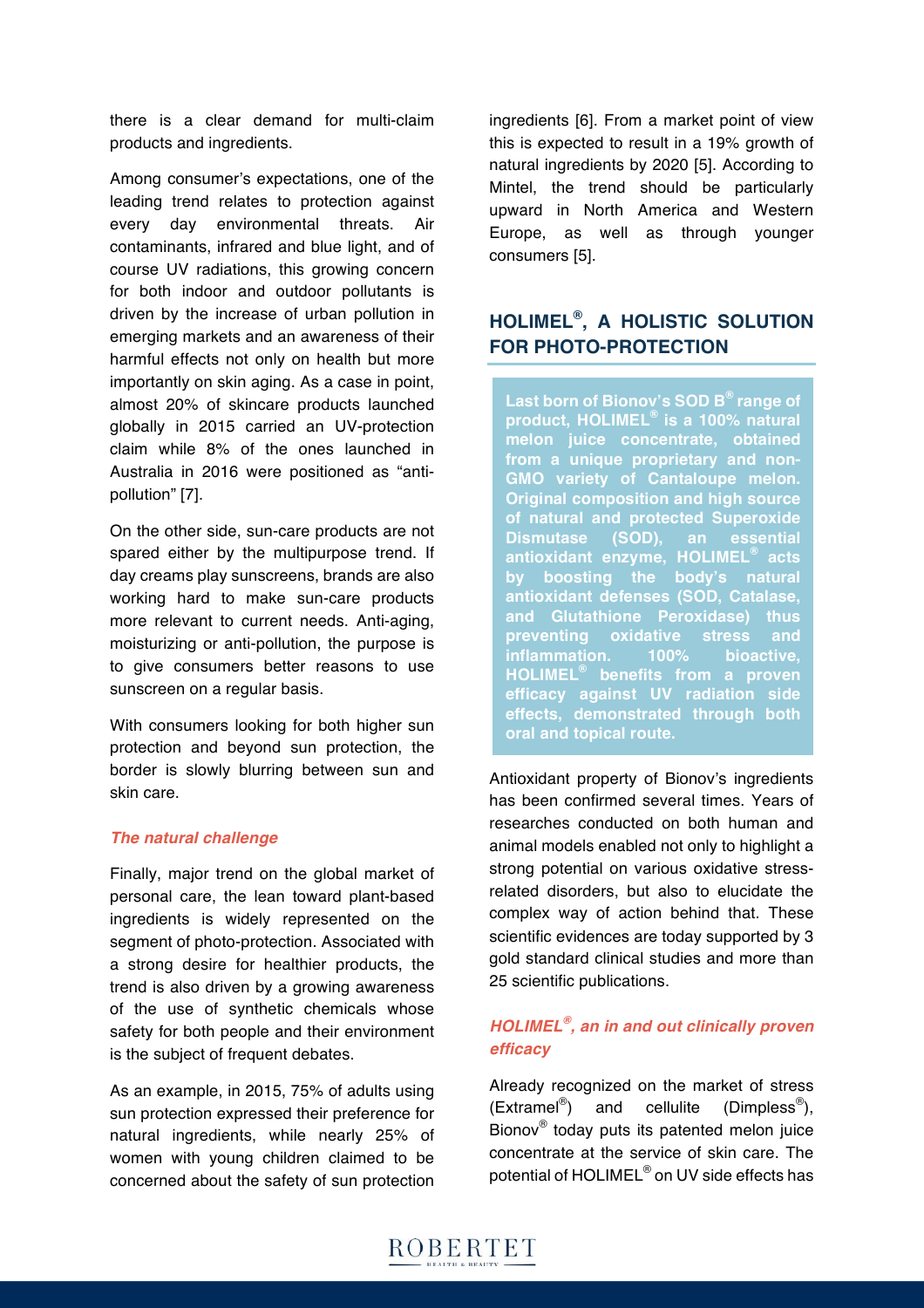there is a clear demand for multi-claim products and ingredients.

Among consumer's expectations, one of the leading trend relates to protection against every day environmental threats. Air contaminants, infrared and blue light, and of course UV radiations, this growing concern for both indoor and outdoor pollutants is driven by the increase of urban pollution in emerging markets and an awareness of their harmful effects not only on health but more importantly on skin aging. As a case in point, almost 20% of skincare products launched globally in 2015 carried an UV-protection claim while 8% of the ones launched in Australia in 2016 were positioned as "anti-pollution" [7].

On the other side, sun-care products are not spared either by the multipurpose trend. If day creams play sunscreens, brands are also working hard to make sun-care products more relevant to current needs. Anti-aging, moisturizing or anti-pollution, the purpose is to give consumers better reasons to use sunscreen on a regular basis.

With consumers looking for both higher sun protection and beyond sun protection, the border is slowly blurring between sun and skin care.

### *The natural challenge*

Finally, major trend on the global market of personal care, the lean toward plant-based ingredients is widely represented on the segment of photo-protection. Associated with a strong desire for healthier products, the trend is also driven by a growing awareness of the use of synthetic chemicals whose safety for both people and their environment is the subject of frequent debates.

As an example, in 2015, 75% of adults using sun protection expressed their preference for natural ingredients, while nearly 25% of women with young children claimed to be concerned about the safety of sun protection ingredients [6]. From a market point of view this is expected to result in a 19% growth of natural ingredients by 2020 [5]. According to Mintel, the trend should be particularly upward in North America and Western Europe, as well as through younger consumers [5].

## HOLIMEL®, A HOLISTIC SOLUTION FOR PHOTO-PROTECTION

**Last born of Bionov's SOD B® range of product, HOLIMEL® is a 100% natural melon juice concentrate, obtained from a unique proprietary and non-GMO variety of Cantaloupe melon. Original composition and high source of natural and protected Superoxide Dismutase (SOD), an essential antioxidant enzyme, HOLIMEL® acts by boosting the body's natural antioxidant defenses (SOD, Catalase, and Glutathione Peroxidase) thus preventing oxidative stress and inflammation. 100% bioactive, HOLIMEL® benefits from a proven efficacy against UV radiation side effects, demonstrated through both oral and topical route.**

Antioxidant property of Bionov's ingredients has been confirmed several times. Years of researches conducted on both human and animal models enabled not only to highlight a strong potential on various oxidative stress-related disorders, but also to elucidate the complex way of action behind that. These scientific evidences are today supported by 3 gold standard clinical studies and more than 25 scientific publications.

### *HOLIMEL®, an in and out clinically proven efficacy*

Already recognized on the market of stress (Extramel®) and cellulite (Dimpless®), Bionov® today puts its patented melon juice concentrate at the service of skin care. The potential of HOLIMEL® on UV side effects has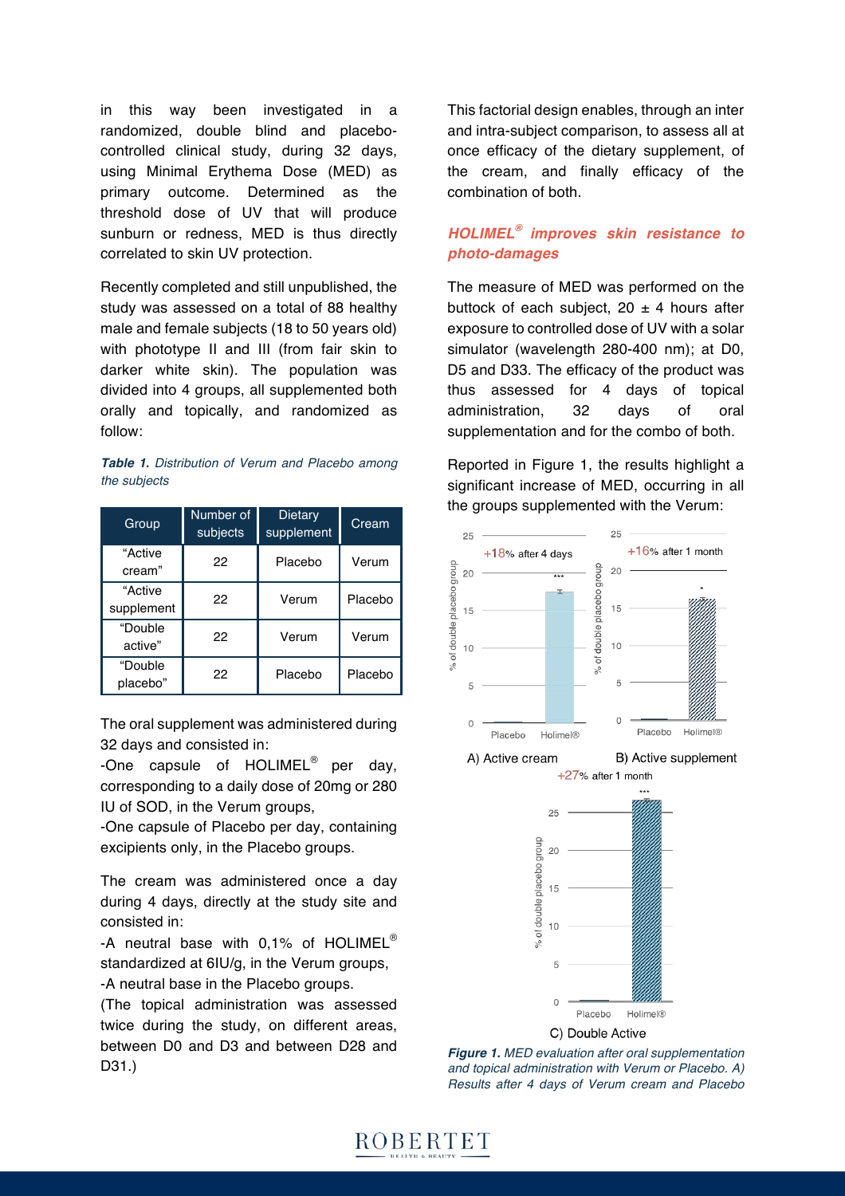in this way been investigated in a randomized, double blind and placebo-controlled clinical study, during 32 days, using Minimal Erythema Dose (MED) as primary outcome. Determined as the threshold dose of UV that will produce sunburn or redness, MED is thus directly correlated to skin UV protection.

Recently completed and still unpublished, the study was assessed on a total of 88 healthy male and female subjects (18 to 50 years old) with phototype II and III (from fair skin to darker white skin). The population was divided into 4 groups, all supplemented both orally and topically, and randomized as follow:

***Table 1.*** *Distribution of Verum and Placebo among the subjects*

| Group | Number of subjects | Dietary supplement | Cream |
|---|---|---|---|
| "Active cream" | 22 | Placebo | Verum |
| "Active supplement | 22 | Verum | Placebo |
| "Double active" | 22 | Verum | Verum |
| "Double placebo" | 22 | Placebo | Placebo |

The oral supplement was administered during 32 days and consisted in:
-One capsule of HOLIMEL® per day, corresponding to a daily dose of 20mg or 280 IU of SOD, in the Verum groups,
-One capsule of Placebo per day, containing excipients only, in the Placebo groups.

The cream was administered once a day during 4 days, directly at the study site and consisted in:
-A neutral base with 0,1% of HOLIMEL® standardized at 6IU/g, in the Verum groups,
-A neutral base in the Placebo groups.
(The topical administration was assessed twice during the study, on different areas, between D0 and D3 and between D28 and D31.)

This factorial design enables, through an inter and intra-subject comparison, to assess all at once efficacy of the dietary supplement, of the cream, and finally efficacy of the combination of both.

## *HOLIMEL® improves skin resistance to photo-damages*

The measure of MED was performed on the buttock of each subject, 20 ± 4 hours after exposure to controlled dose of UV with a solar simulator (wavelength 280-400 nm); at D0, D5 and D33. The efficacy of the product was thus assessed for 4 days of topical administration, 32 days of oral supplementation and for the combo of both.

Reported in Figure 1, the results highlight a significant increase of MED, occurring in all the groups supplemented with the Verum:

***Figure 1.*** *MED evaluation after oral supplementation and topical administration with Verum or Placebo. A) Results after 4 days of Verum cream and Placebo*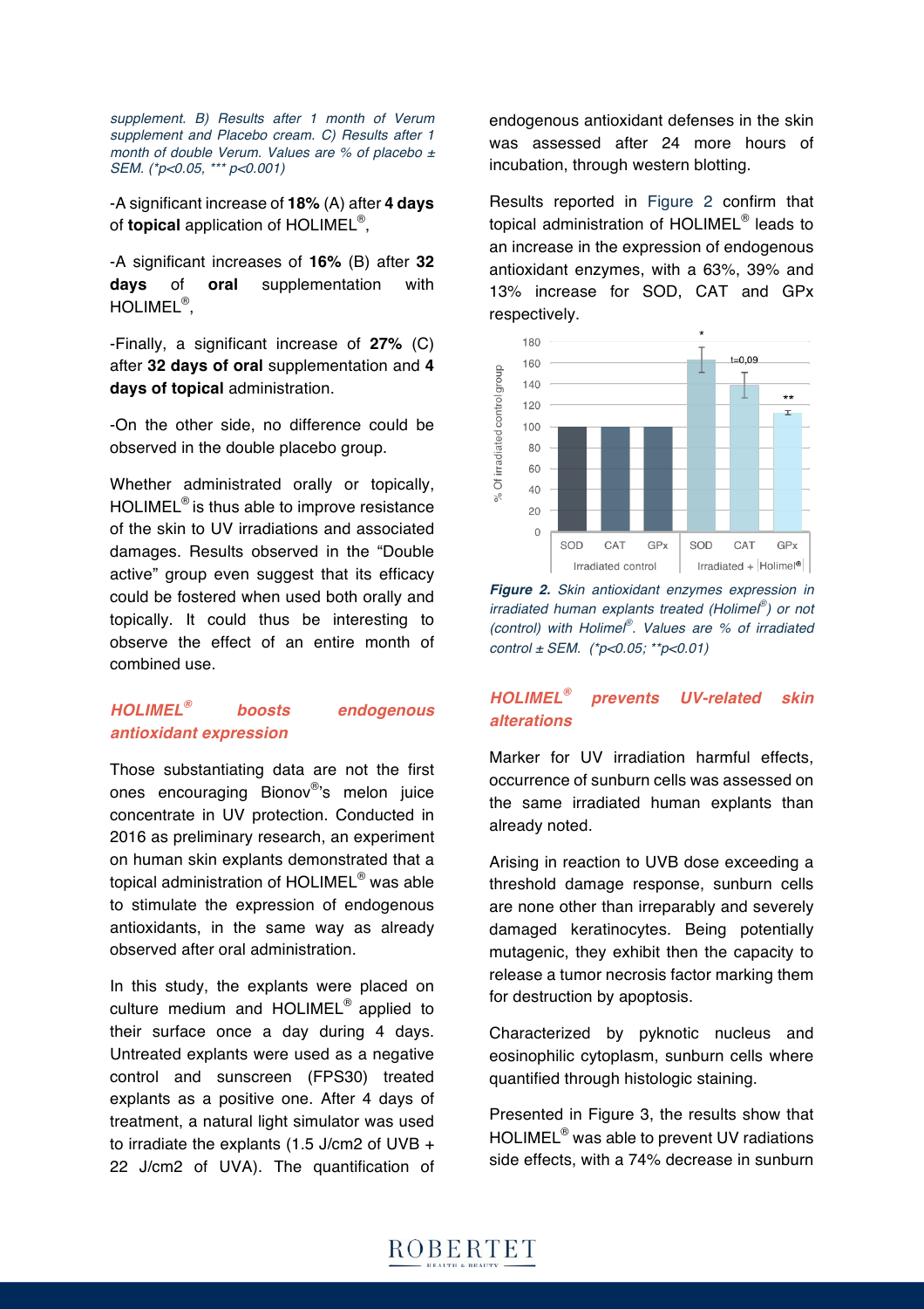*supplement. B) Results after 1 month of Verum supplement and Placebo cream. C) Results after 1 month of double Verum. Values are % of placebo ± SEM. (*p<0.05, *** p<0.001)*

-A significant increase of **18%** (A) after **4 days** of **topical** application of HOLIMEL®,

-A significant increases of **16%** (B) after **32 days** of **oral** supplementation with HOLIMEL®,

-Finally, a significant increase of **27%** (C) after **32 days of oral** supplementation and **4 days of topical** administration.

-On the other side, no difference could be observed in the double placebo group.

Whether administrated orally or topically, HOLIMEL® is thus able to improve resistance of the skin to UV irradiations and associated damages. Results observed in the "Double active" group even suggest that its efficacy could be fostered when used both orally and topically. It could thus be interesting to observe the effect of an entire month of combined use.

## *HOLIMEL® boosts endogenous antioxidant expression*

Those substantiating data are not the first ones encouraging Bionov®'s melon juice concentrate in UV protection. Conducted in 2016 as preliminary research, an experiment on human skin explants demonstrated that a topical administration of HOLIMEL® was able to stimulate the expression of endogenous antioxidants, in the same way as already observed after oral administration.

In this study, the explants were placed on culture medium and HOLIMEL® applied to their surface once a day during 4 days. Untreated explants were used as a negative control and sunscreen (FPS30) treated explants as a positive one. After 4 days of treatment, a natural light simulator was used to irradiate the explants (1.5 J/cm2 of UVB + 22 J/cm2 of UVA). The quantification of endogenous antioxidant defenses in the skin was assessed after 24 more hours of incubation, through western blotting.

Results reported in Figure 2 confirm that topical administration of HOLIMEL® leads to an increase in the expression of endogenous antioxidant enzymes, with a 63%, 39% and 13% increase for SOD, CAT and GPx respectively.

***Figure 2.*** *Skin antioxidant enzymes expression in irradiated human explants treated (Holimel®) or not (control) with Holimel®. Values are % of irradiated control ± SEM. (*p<0.05; **p<0.01)*

## *HOLIMEL® prevents UV-related skin alterations*

Marker for UV irradiation harmful effects, occurrence of sunburn cells was assessed on the same irradiated human explants than already noted.

Arising in reaction to UVB dose exceeding a threshold damage response, sunburn cells are none other than irreparably and severely damaged keratinocytes. Being potentially mutagenic, they exhibit then the capacity to release a tumor necrosis factor marking them for destruction by apoptosis.

Characterized by pyknotic nucleus and eosinophilic cytoplasm, sunburn cells where quantified through histologic staining.

Presented in Figure 3, the results show that HOLIMEL® was able to prevent UV radiations side effects, with a 74% decrease in sunburn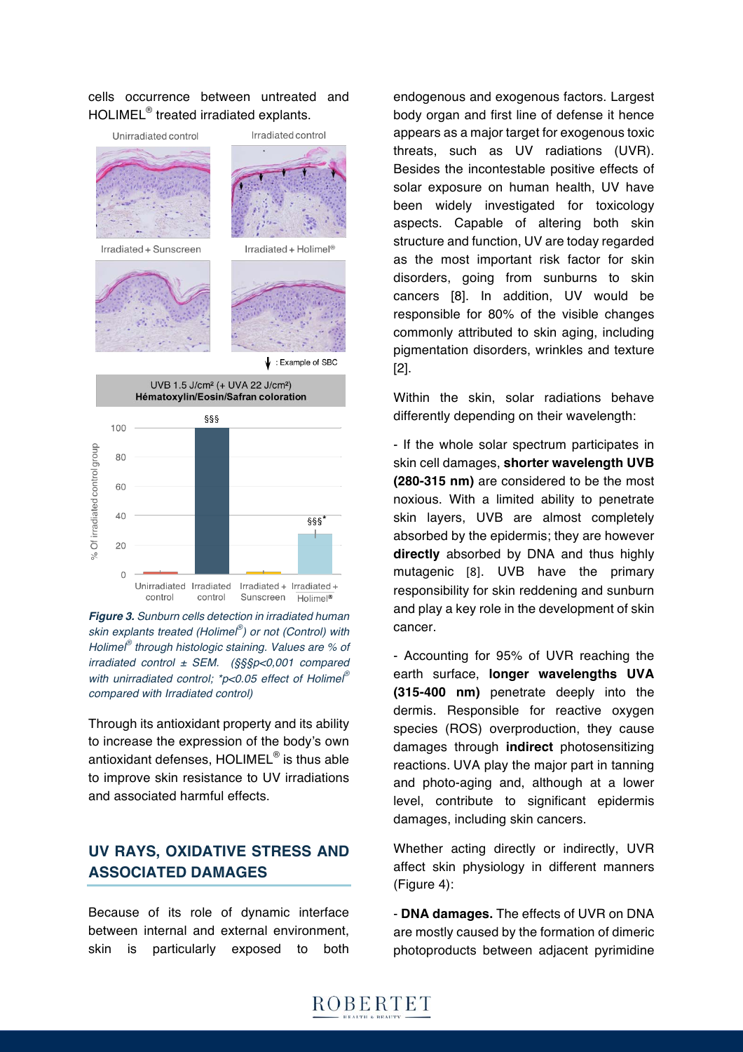cells occurrence between untreated and HOLIMEL® treated irradiated explants.

**Figure 3.** *Sunburn cells detection in irradiated human skin explants treated (Holimel®) or not (Control) with Holimel® through histologic staining. Values are % of irradiated control ± SEM. (§§§p<0,001 compared with unirradiated control; *p<0.05 effect of Holimel® compared with Irradiated control)*

Through its antioxidant property and its ability to increase the expression of the body's own antioxidant defenses, HOLIMEL® is thus able to improve skin resistance to UV irradiations and associated harmful effects.

## UV RAYS, OXIDATIVE STRESS AND ASSOCIATED DAMAGES

Because of its role of dynamic interface between internal and external environment, skin is particularly exposed to both endogenous and exogenous factors. Largest body organ and first line of defense it hence appears as a major target for exogenous toxic threats, such as UV radiations (UVR). Besides the incontestable positive effects of solar exposure on human health, UV have been widely investigated for toxicology aspects. Capable of altering both skin structure and function, UV are today regarded as the most important risk factor for skin disorders, going from sunburns to skin cancers [8]. In addition, UV would be responsible for 80% of the visible changes commonly attributed to skin aging, including pigmentation disorders, wrinkles and texture [2].

Within the skin, solar radiations behave differently depending on their wavelength:

- If the whole solar spectrum participates in skin cell damages, **shorter wavelength UVB (280-315 nm)** are considered to be the most noxious. With a limited ability to penetrate skin layers, UVB are almost completely absorbed by the epidermis; they are however **directly** absorbed by DNA and thus highly mutagenic [8]. UVB have the primary responsibility for skin reddening and sunburn and play a key role in the development of skin cancer.

- Accounting for 95% of UVR reaching the earth surface, **longer wavelengths UVA (315-400 nm)** penetrate deeply into the dermis. Responsible for reactive oxygen species (ROS) overproduction, they cause damages through **indirect** photosensitizing reactions. UVA play the major part in tanning and photo-aging and, although at a lower level, contribute to significant epidermis damages, including skin cancers.

Whether acting directly or indirectly, UVR affect skin physiology in different manners (Figure 4):

- **DNA damages.** The effects of UVR on DNA are mostly caused by the formation of dimeric photoproducts between adjacent pyrimidine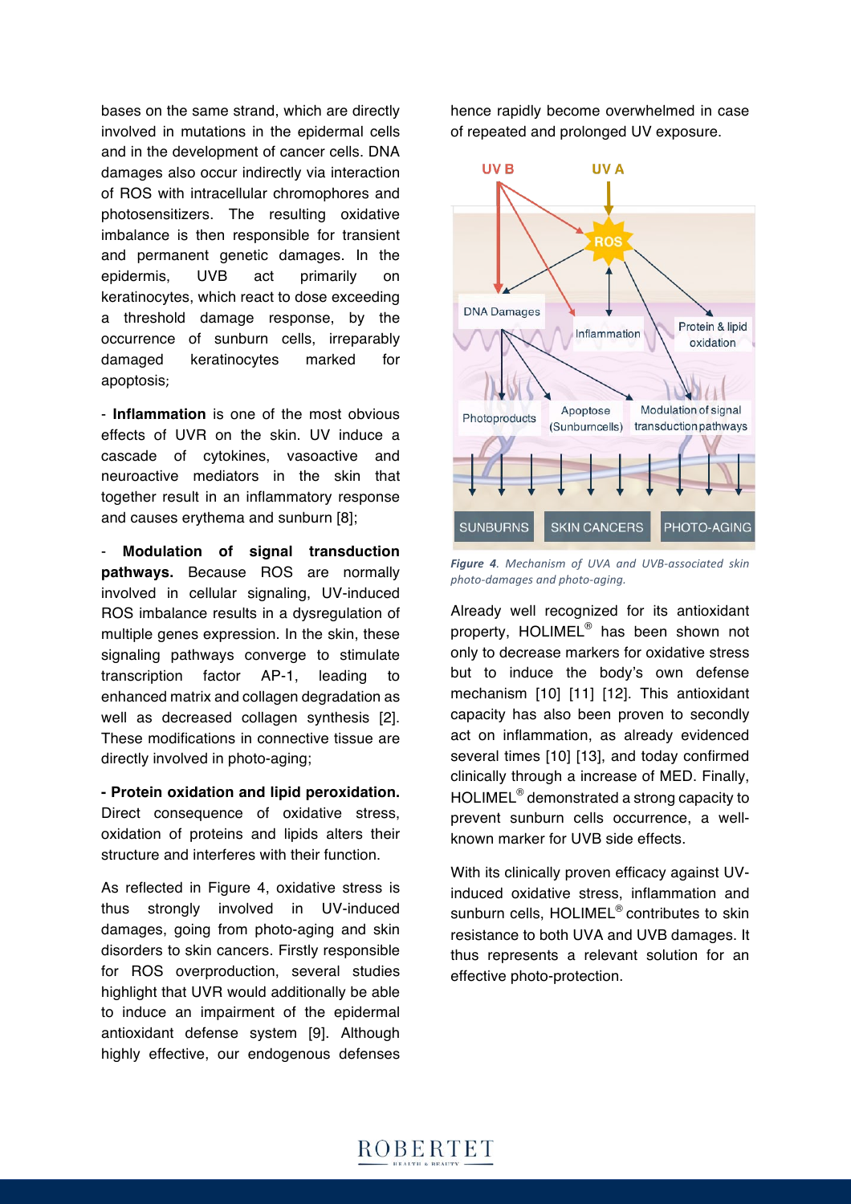bases on the same strand, which are directly involved in mutations in the epidermal cells and in the development of cancer cells. DNA damages also occur indirectly via interaction of ROS with intracellular chromophores and photosensitizers. The resulting oxidative imbalance is then responsible for transient and permanent genetic damages. In the epidermis, UVB act primarily on keratinocytes, which react to dose exceeding a threshold damage response, by the occurrence of sunburn cells, irreparably damaged keratinocytes marked for apoptosis;

- **Inflammation** is one of the most obvious effects of UVR on the skin. UV induce a cascade of cytokines, vasoactive and neuroactive mediators in the skin that together result in an inflammatory response and causes erythema and sunburn [8];

- **Modulation of signal transduction pathways.** Because ROS are normally involved in cellular signaling, UV-induced ROS imbalance results in a dysregulation of multiple genes expression. In the skin, these signaling pathways converge to stimulate transcription factor AP-1, leading to enhanced matrix and collagen degradation as well as decreased collagen synthesis [2]. These modifications in connective tissue are directly involved in photo-aging;

**- Protein oxidation and lipid peroxidation.** Direct consequence of oxidative stress, oxidation of proteins and lipids alters their structure and interferes with their function.

As reflected in Figure 4, oxidative stress is thus strongly involved in UV-induced damages, going from photo-aging and skin disorders to skin cancers. Firstly responsible for ROS overproduction, several studies highlight that UVR would additionally be able to induce an impairment of the epidermal antioxidant defense system [9]. Although highly effective, our endogenous defenses hence rapidly become overwhelmed in case of repeated and prolonged UV exposure.

UV B | UV A | ROS | DNA Damages | Inflammation | Protein & lipid oxidation | Photoproducts | Apoptose (Sunburncells) | Modulation of signal transduction pathways | SUNBURNS | SKIN CANCERS | PHOTO-AGING

*Figure 4. Mechanism of UVA and UVB-associated skin photo-damages and photo-aging.*

Already well recognized for its antioxidant property, HOLIMEL® has been shown not only to decrease markers for oxidative stress but to induce the body's own defense mechanism [10] [11] [12]. This antioxidant capacity has also been proven to secondly act on inflammation, as already evidenced several times [10] [13], and today confirmed clinically through a increase of MED. Finally, HOLIMEL® demonstrated a strong capacity to prevent sunburn cells occurrence, a well-known marker for UVB side effects.

With its clinically proven efficacy against UV-induced oxidative stress, inflammation and sunburn cells, HOLIMEL® contributes to skin resistance to both UVA and UVB damages. It thus represents a relevant solution for an effective photo-protection.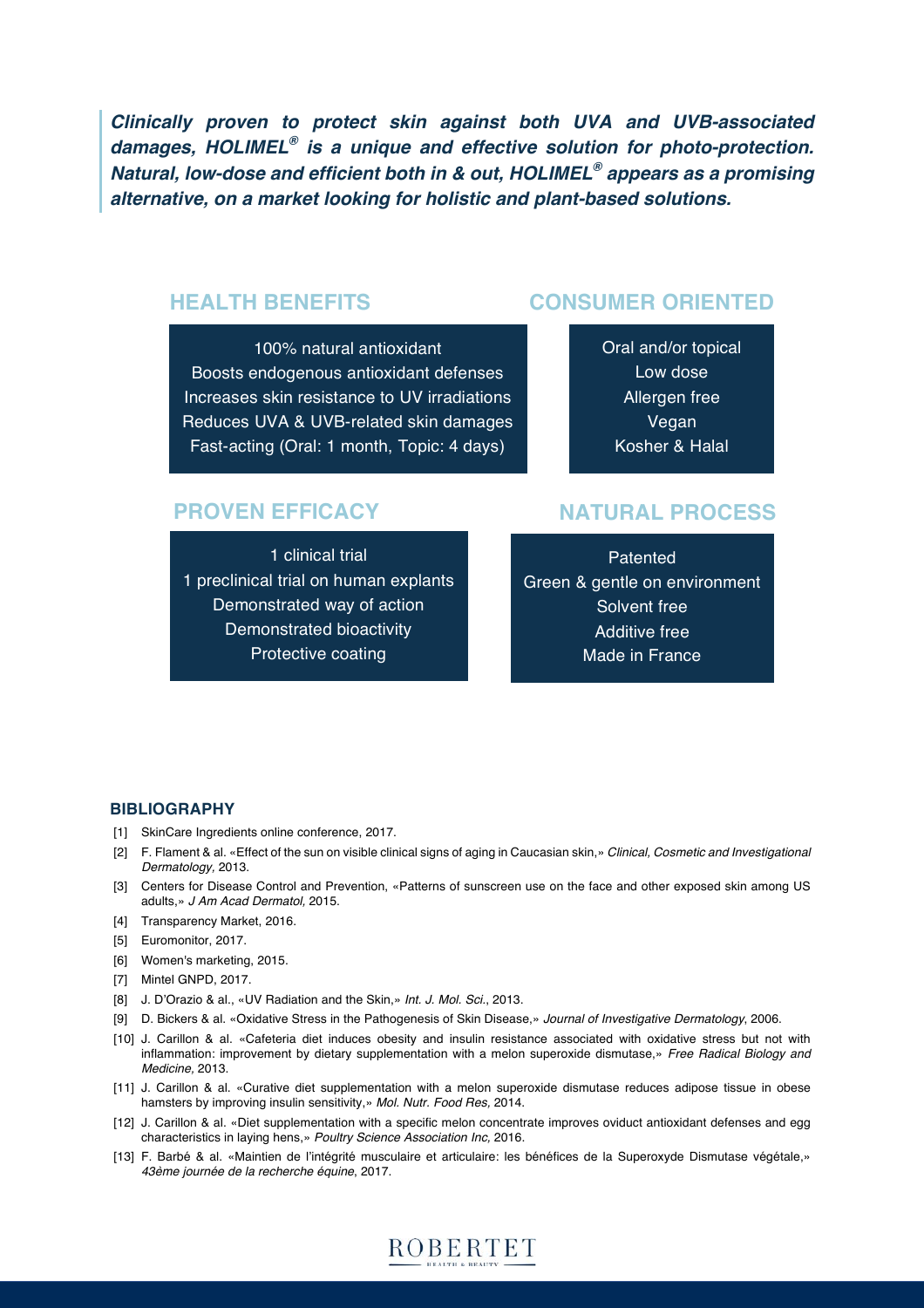***Clinically proven to protect skin against both UVA and UVB-associated damages, HOLIMEL® is a unique and effective solution for photo-protection. Natural, low-dose and efficient both in & out, HOLIMEL® appears as a promising alternative, on a market looking for holistic and plant-based solutions.***

## HEALTH BENEFITS

- 100% natural antioxidant
- Boosts endogenous antioxidant defenses
- Increases skin resistance to UV irradiations
- Reduces UVA & UVB-related skin damages
- Fast-acting (Oral: 1 month, Topic: 4 days)

## CONSUMER ORIENTED

- Oral and/or topical
- Low dose
- Allergen free
- Vegan
- Kosher & Halal

## PROVEN EFFICACY

- 1 clinical trial
- 1 preclinical trial on human explants
- Demonstrated way of action
- Demonstrated bioactivity
- Protective coating

## NATURAL PROCESS

- Patented
- Green & gentle on environment
- Solvent free
- Additive free
- Made in France

### BIBLIOGRAPHY

[1] SkinCare Ingredients online conference, 2017.

[2] F. Flament & al. «Effect of the sun on visible clinical signs of aging in Caucasian skin,» *Clinical, Cosmetic and Investigational Dermatology,* 2013.

[3] Centers for Disease Control and Prevention, «Patterns of sunscreen use on the face and other exposed skin among US adults,» *J Am Acad Dermatol,* 2015.

[4] Transparency Market, 2016.

[5] Euromonitor, 2017.

[6] Women's marketing, 2015.

[7] Mintel GNPD, 2017.

[8] J. D'Orazio & al., «UV Radiation and the Skin,» *Int. J. Mol. Sci.*, 2013.

[9] D. Bickers & al. «Oxidative Stress in the Pathogenesis of Skin Disease,» *Journal of Investigative Dermatology*, 2006.

[10] J. Carillon & al. «Cafeteria diet induces obesity and insulin resistance associated with oxidative stress but not with inflammation: improvement by dietary supplementation with a melon superoxide dismutase,» *Free Radical Biology and Medicine,* 2013.

[11] J. Carillon & al. «Curative diet supplementation with a melon superoxide dismutase reduces adipose tissue in obese hamsters by improving insulin sensitivity,» *Mol. Nutr. Food Res,* 2014.

[12] J. Carillon & al. «Diet supplementation with a specific melon concentrate improves oviduct antioxidant defenses and egg characteristics in laying hens,» *Poultry Science Association Inc,* 2016.

[13] F. Barbé & al. «Maintien de l'intégrité musculaire et articulaire: les bénéfices de la Superoxyde Dismutase végétale,» *43ème journée de la recherche équine*, 2017.

ROBERTET
HEALTH & BEAUTY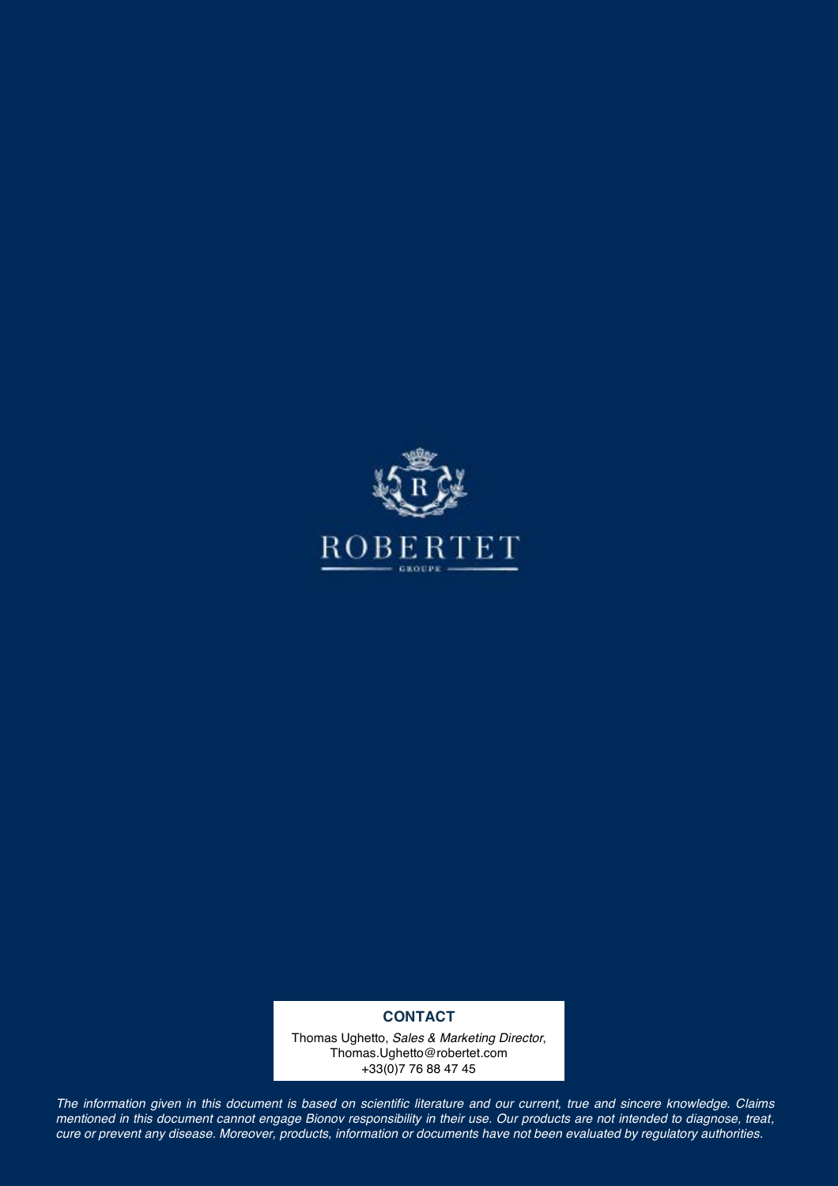ROBERTET

GROUPE

**CONTACT**

Thomas Ughetto, *Sales & Marketing Director*,
Thomas.Ughetto@robertet.com
+33(0)7 76 88 47 45

*The information given in this document is based on scientific literature and our current, true and sincere knowledge. Claims mentioned in this document cannot engage Bionov responsibility in their use. Our products are not intended to diagnose, treat, cure or prevent any disease. Moreover, products, information or documents have not been evaluated by regulatory authorities.*